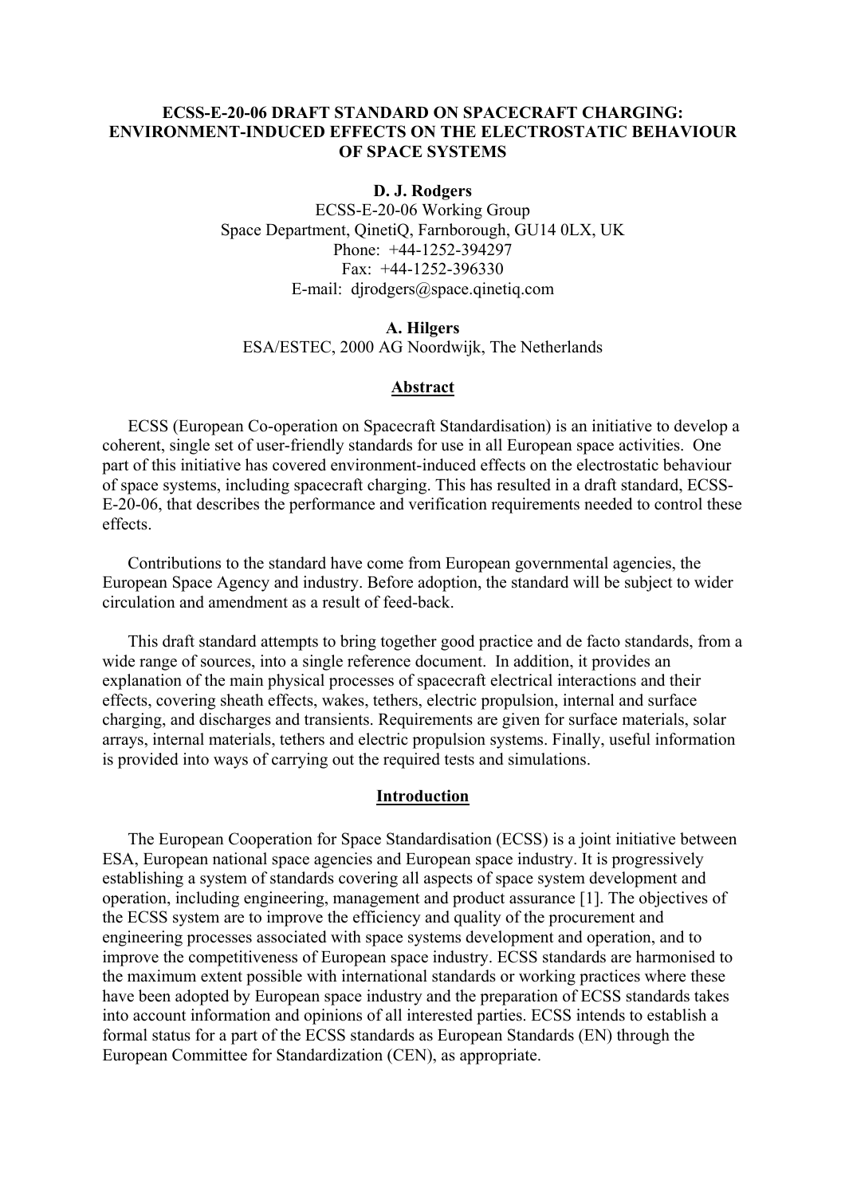# ECSS-E-20-06 DRAFT STANDARD ON SPACECRAFT CHARGING: ENVIRONMENT-INDUCED EFFECTS ON THE ELECTROSTATIC BEHAVIOUR OF SPACE SYSTEMS

**D. J. Rodgers**
ECSS-E-20-06 Working Group
Space Department, QinetiQ, Farnborough, GU14 0LX, UK
Phone: +44-1252-394297
Fax: +44-1252-396330
E-mail: djrodgers@space.qinetiq.com

**A. Hilgers**
ESA/ESTEC, 2000 AG Noordwijk, The Netherlands

## Abstract

ECSS (European Co-operation on Spacecraft Standardisation) is an initiative to develop a coherent, single set of user-friendly standards for use in all European space activities. One part of this initiative has covered environment-induced effects on the electrostatic behaviour of space systems, including spacecraft charging. This has resulted in a draft standard, ECSS-E-20-06, that describes the performance and verification requirements needed to control these effects.

Contributions to the standard have come from European governmental agencies, the European Space Agency and industry. Before adoption, the standard will be subject to wider circulation and amendment as a result of feed-back.

This draft standard attempts to bring together good practice and de facto standards, from a wide range of sources, into a single reference document. In addition, it provides an explanation of the main physical processes of spacecraft electrical interactions and their effects, covering sheath effects, wakes, tethers, electric propulsion, internal and surface charging, and discharges and transients. Requirements are given for surface materials, solar arrays, internal materials, tethers and electric propulsion systems. Finally, useful information is provided into ways of carrying out the required tests and simulations.

## Introduction

The European Cooperation for Space Standardisation (ECSS) is a joint initiative between ESA, European national space agencies and European space industry. It is progressively establishing a system of standards covering all aspects of space system development and operation, including engineering, management and product assurance [1]. The objectives of the ECSS system are to improve the efficiency and quality of the procurement and engineering processes associated with space systems development and operation, and to improve the competitiveness of European space industry. ECSS standards are harmonised to the maximum extent possible with international standards or working practices where these have been adopted by European space industry and the preparation of ECSS standards takes into account information and opinions of all interested parties. ECSS intends to establish a formal status for a part of the ECSS standards as European Standards (EN) through the European Committee for Standardization (CEN), as appropriate.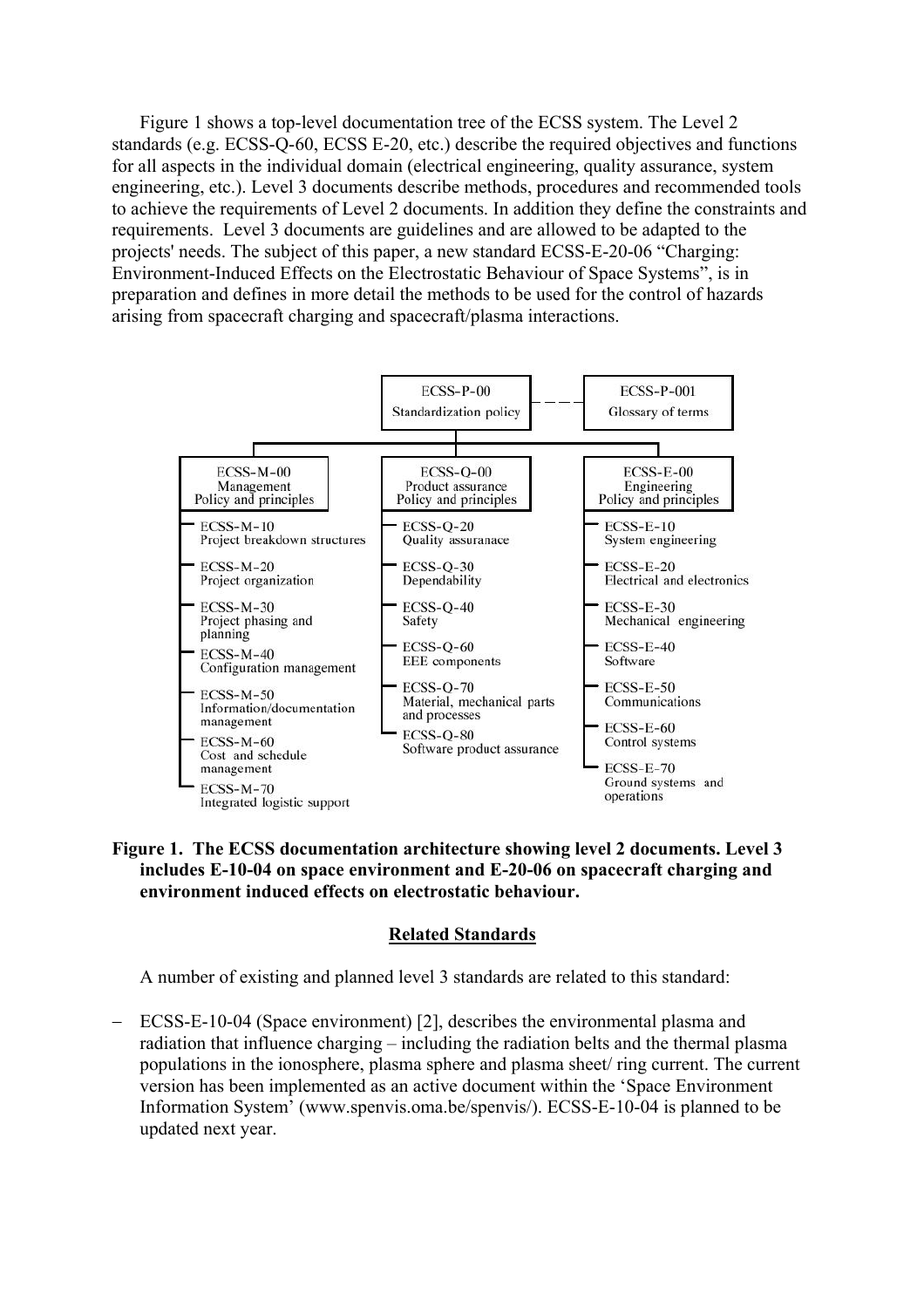Figure 1 shows a top-level documentation tree of the ECSS system. The Level 2 standards (e.g. ECSS-Q-60, ECSS E-20, etc.) describe the required objectives and functions for all aspects in the individual domain (electrical engineering, quality assurance, system engineering, etc.). Level 3 documents describe methods, procedures and recommended tools to achieve the requirements of Level 2 documents. In addition they define the constraints and requirements. Level 3 documents are guidelines and are allowed to be adapted to the projects' needs. The subject of this paper, a new standard ECSS-E-20-06 "Charging: Environment-Induced Effects on the Electrostatic Behaviour of Space Systems", is in preparation and defines in more detail the methods to be used for the control of hazards arising from spacecraft charging and spacecraft/plasma interactions.

ECSS-P-00 Standardization policy — ECSS-P-001 Glossary of terms

| ECSS-M-00 Management Policy and principles | ECSS-Q-00 Product assurance Policy and principles | ECSS-E-00 Engineering Policy and principles |
|---|---|---|
| ECSS-M-10 Project breakdown structures | ECSS-Q-20 Quality assuranace | ECSS-E-10 System engineering |
| ECSS-M-20 Project organization | ECSS-Q-30 Dependability | ECSS-E-20 Electrical and electronics |
| ECSS-M-30 Project phasing and planning | ECSS-Q-40 Safety | ECSS-E-30 Mechanical engineering |
| ECSS-M-40 Configuration management | ECSS-Q-60 EEE components | ECSS-E-40 Software |
| ECSS-M-50 Information/documentation management | ECSS-Q-70 Material, mechanical parts and processes | ECSS-E-50 Communications |
| ECSS-M-60 Cost and schedule management | ECSS-Q-80 Software product assurance | ECSS-E-60 Control systems |
| ECSS-M-70 Integrated logistic support | | ECSS-E-70 Ground systems and operations |

**Figure 1. The ECSS documentation architecture showing level 2 documents. Level 3 includes E-10-04 on space environment and E-20-06 on spacecraft charging and environment induced effects on electrostatic behaviour.**

## Related Standards

A number of existing and planned level 3 standards are related to this standard:

- ECSS-E-10-04 (Space environment) [2], describes the environmental plasma and radiation that influence charging – including the radiation belts and the thermal plasma populations in the ionosphere, plasma sphere and plasma sheet/ ring current. The current version has been implemented as an active document within the 'Space Environment Information System' (www.spenvis.oma.be/spenvis/). ECSS-E-10-04 is planned to be updated next year.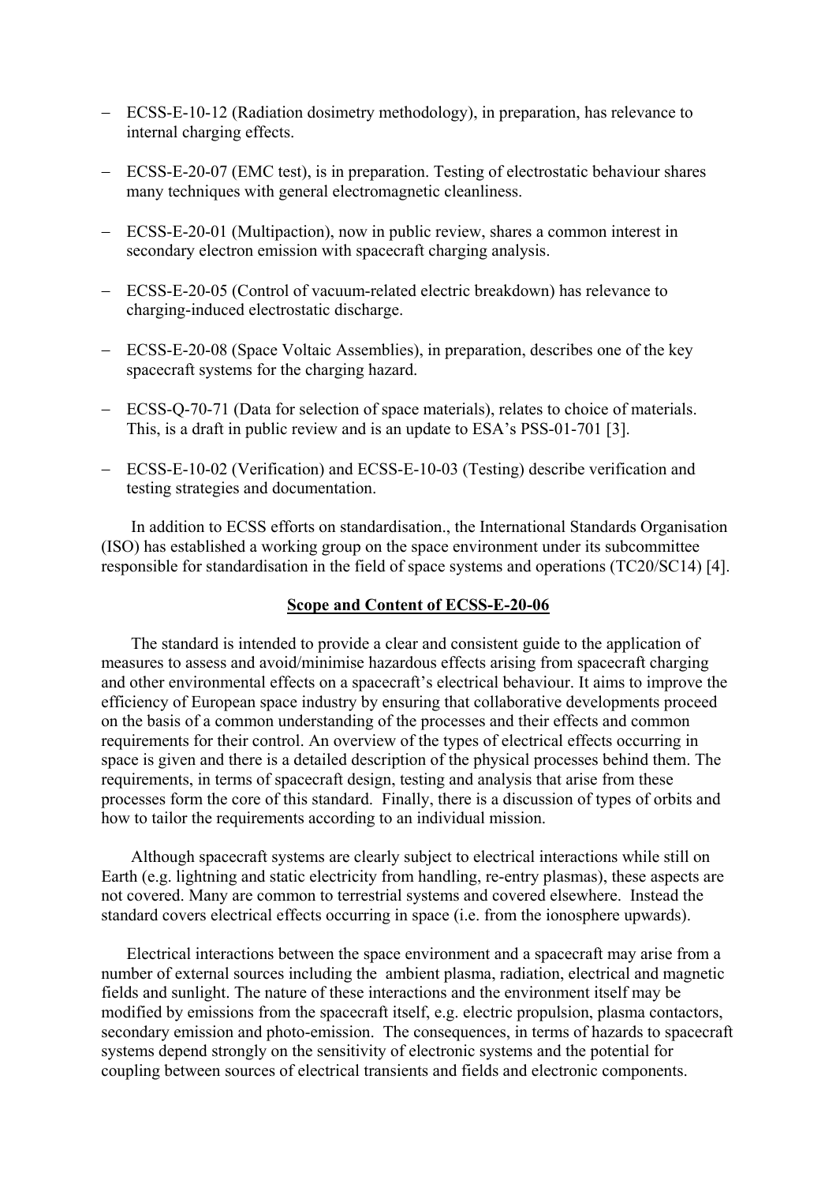- ECSS-E-10-12 (Radiation dosimetry methodology), in preparation, has relevance to internal charging effects.

- ECSS-E-20-07 (EMC test), is in preparation. Testing of electrostatic behaviour shares many techniques with general electromagnetic cleanliness.

- ECSS-E-20-01 (Multipaction), now in public review, shares a common interest in secondary electron emission with spacecraft charging analysis.

- ECSS-E-20-05 (Control of vacuum-related electric breakdown) has relevance to charging-induced electrostatic discharge.

- ECSS-E-20-08 (Space Voltaic Assemblies), in preparation, describes one of the key spacecraft systems for the charging hazard.

- ECSS-Q-70-71 (Data for selection of space materials), relates to choice of materials. This, is a draft in public review and is an update to ESA's PSS-01-701 [3].

- ECSS-E-10-02 (Verification) and ECSS-E-10-03 (Testing) describe verification and testing strategies and documentation.

In addition to ECSS efforts on standardisation., the International Standards Organisation (ISO) has established a working group on the space environment under its subcommittee responsible for standardisation in the field of space systems and operations (TC20/SC14) [4].

## Scope and Content of ECSS-E-20-06

The standard is intended to provide a clear and consistent guide to the application of measures to assess and avoid/minimise hazardous effects arising from spacecraft charging and other environmental effects on a spacecraft's electrical behaviour. It aims to improve the efficiency of European space industry by ensuring that collaborative developments proceed on the basis of a common understanding of the processes and their effects and common requirements for their control. An overview of the types of electrical effects occurring in space is given and there is a detailed description of the physical processes behind them. The requirements, in terms of spacecraft design, testing and analysis that arise from these processes form the core of this standard. Finally, there is a discussion of types of orbits and how to tailor the requirements according to an individual mission.

Although spacecraft systems are clearly subject to electrical interactions while still on Earth (e.g. lightning and static electricity from handling, re-entry plasmas), these aspects are not covered. Many are common to terrestrial systems and covered elsewhere. Instead the standard covers electrical effects occurring in space (i.e. from the ionosphere upwards).

Electrical interactions between the space environment and a spacecraft may arise from a number of external sources including the ambient plasma, radiation, electrical and magnetic fields and sunlight. The nature of these interactions and the environment itself may be modified by emissions from the spacecraft itself, e.g. electric propulsion, plasma contactors, secondary emission and photo-emission. The consequences, in terms of hazards to spacecraft systems depend strongly on the sensitivity of electronic systems and the potential for coupling between sources of electrical transients and fields and electronic components.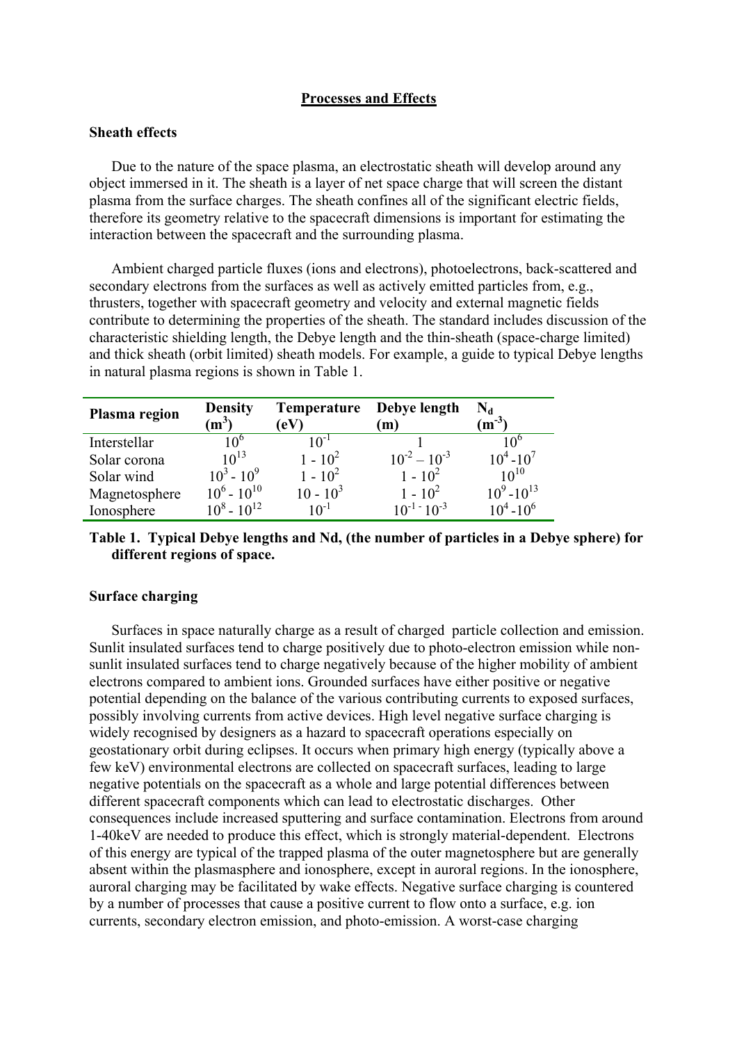## Processes and Effects

### Sheath effects

Due to the nature of the space plasma, an electrostatic sheath will develop around any object immersed in it. The sheath is a layer of net space charge that will screen the distant plasma from the surface charges. The sheath confines all of the significant electric fields, therefore its geometry relative to the spacecraft dimensions is important for estimating the interaction between the spacecraft and the surrounding plasma.

Ambient charged particle fluxes (ions and electrons), photoelectrons, back-scattered and secondary electrons from the surfaces as well as actively emitted particles from, e.g., thrusters, together with spacecraft geometry and velocity and external magnetic fields contribute to determining the properties of the sheath. The standard includes discussion of the characteristic shielding length, the Debye length and the thin-sheath (space-charge limited) and thick sheath (orbit limited) sheath models. For example, a guide to typical Debye lengths in natural plasma regions is shown in Table 1.

| Plasma region | Density ($m^3$) | Temperature (eV) | Debye length (m) | $N_d$ ($m^{-3}$) |
|---|---|---|---|---|
| Interstellar | $10^6$ | $10^{-1}$ | 1 | $10^6$ |
| Solar corona | $10^{13}$ | $1 - 10^2$ | $10^{-2} – 10^{-3}$ | $10^4 - 10^7$ |
| Solar wind | $10^3 - 10^9$ | $1 - 10^2$ | $1 - 10^2$ | $10^{10}$ |
| Magnetosphere | $10^6 - 10^{10}$ | $10 - 10^3$ | $1 - 10^2$ | $10^9 - 10^{13}$ |
| Ionosphere | $10^8 - 10^{12}$ | $10^{-1}$ | $10^{-1} - 10^{-3}$ | $10^4 - 10^6$ |

**Table 1. Typical Debye lengths and Nd, (the number of particles in a Debye sphere) for different regions of space.**

### Surface charging

Surfaces in space naturally charge as a result of charged particle collection and emission. Sunlit insulated surfaces tend to charge positively due to photo-electron emission while non-sunlit insulated surfaces tend to charge negatively because of the higher mobility of ambient electrons compared to ambient ions. Grounded surfaces have either positive or negative potential depending on the balance of the various contributing currents to exposed surfaces, possibly involving currents from active devices. High level negative surface charging is widely recognised by designers as a hazard to spacecraft operations especially on geostationary orbit during eclipses. It occurs when primary high energy (typically above a few keV) environmental electrons are collected on spacecraft surfaces, leading to large negative potentials on the spacecraft as a whole and large potential differences between different spacecraft components which can lead to electrostatic discharges. Other consequences include increased sputtering and surface contamination. Electrons from around 1-40keV are needed to produce this effect, which is strongly material-dependent. Electrons of this energy are typical of the trapped plasma of the outer magnetosphere but are generally absent within the plasmasphere and ionosphere, except in auroral regions. In the ionosphere, auroral charging may be facilitated by wake effects. Negative surface charging is countered by a number of processes that cause a positive current to flow onto a surface, e.g. ion currents, secondary electron emission, and photo-emission. A worst-case charging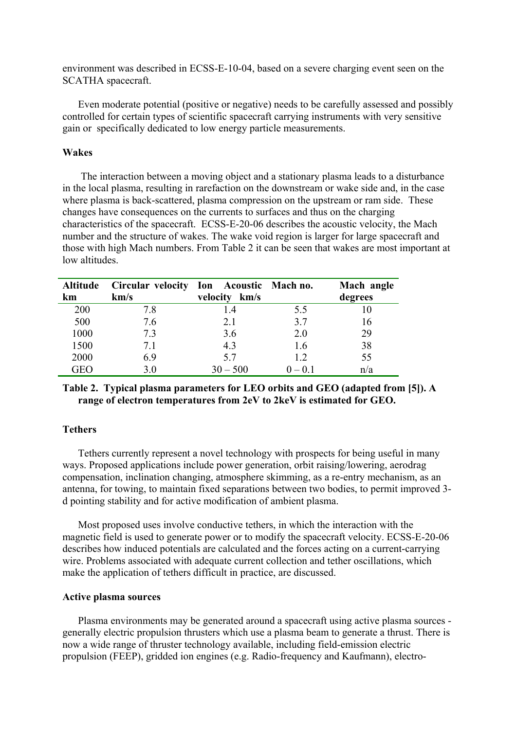environment was described in ECSS-E-10-04, based on a severe charging event seen on the SCATHA spacecraft.

Even moderate potential (positive or negative) needs to be carefully assessed and possibly controlled for certain types of scientific spacecraft carrying instruments with very sensitive gain or specifically dedicated to low energy particle measurements.

**Wakes**

The interaction between a moving object and a stationary plasma leads to a disturbance in the local plasma, resulting in rarefaction on the downstream or wake side and, in the case where plasma is back-scattered, plasma compression on the upstream or ram side. These changes have consequences on the currents to surfaces and thus on the charging characteristics of the spacecraft. ECSS-E-20-06 describes the acoustic velocity, the Mach number and the structure of wakes. The wake void region is larger for large spacecraft and those with high Mach numbers. From Table 2 it can be seen that wakes are most important at low altitudes.

| Altitude km | Circular velocity km/s | Ion Acoustic velocity km/s | Mach no. | Mach angle degrees |
|---|---|---|---|---|
| 200 | 7.8 | 1.4 | 5.5 | 10 |
| 500 | 7.6 | 2.1 | 3.7 | 16 |
| 1000 | 7.3 | 3.6 | 2.0 | 29 |
| 1500 | 7.1 | 4.3 | 1.6 | 38 |
| 2000 | 6.9 | 5.7 | 1.2 | 55 |
| GEO | 3.0 | 30 – 500 | 0 – 0.1 | n/a |

**Table 2. Typical plasma parameters for LEO orbits and GEO (adapted from [5]). A range of electron temperatures from 2eV to 2keV is estimated for GEO.**

**Tethers**

Tethers currently represent a novel technology with prospects for being useful in many ways. Proposed applications include power generation, orbit raising/lowering, aerodrag compensation, inclination changing, atmosphere skimming, as a re-entry mechanism, as an antenna, for towing, to maintain fixed separations between two bodies, to permit improved 3-d pointing stability and for active modification of ambient plasma.

Most proposed uses involve conductive tethers, in which the interaction with the magnetic field is used to generate power or to modify the spacecraft velocity. ECSS-E-20-06 describes how induced potentials are calculated and the forces acting on a current-carrying wire. Problems associated with adequate current collection and tether oscillations, which make the application of tethers difficult in practice, are discussed.

**Active plasma sources**

Plasma environments may be generated around a spacecraft using active plasma sources - generally electric propulsion thrusters which use a plasma beam to generate a thrust. There is now a wide range of thruster technology available, including field-emission electric propulsion (FEEP), gridded ion engines (e.g. Radio-frequency and Kaufmann), electro-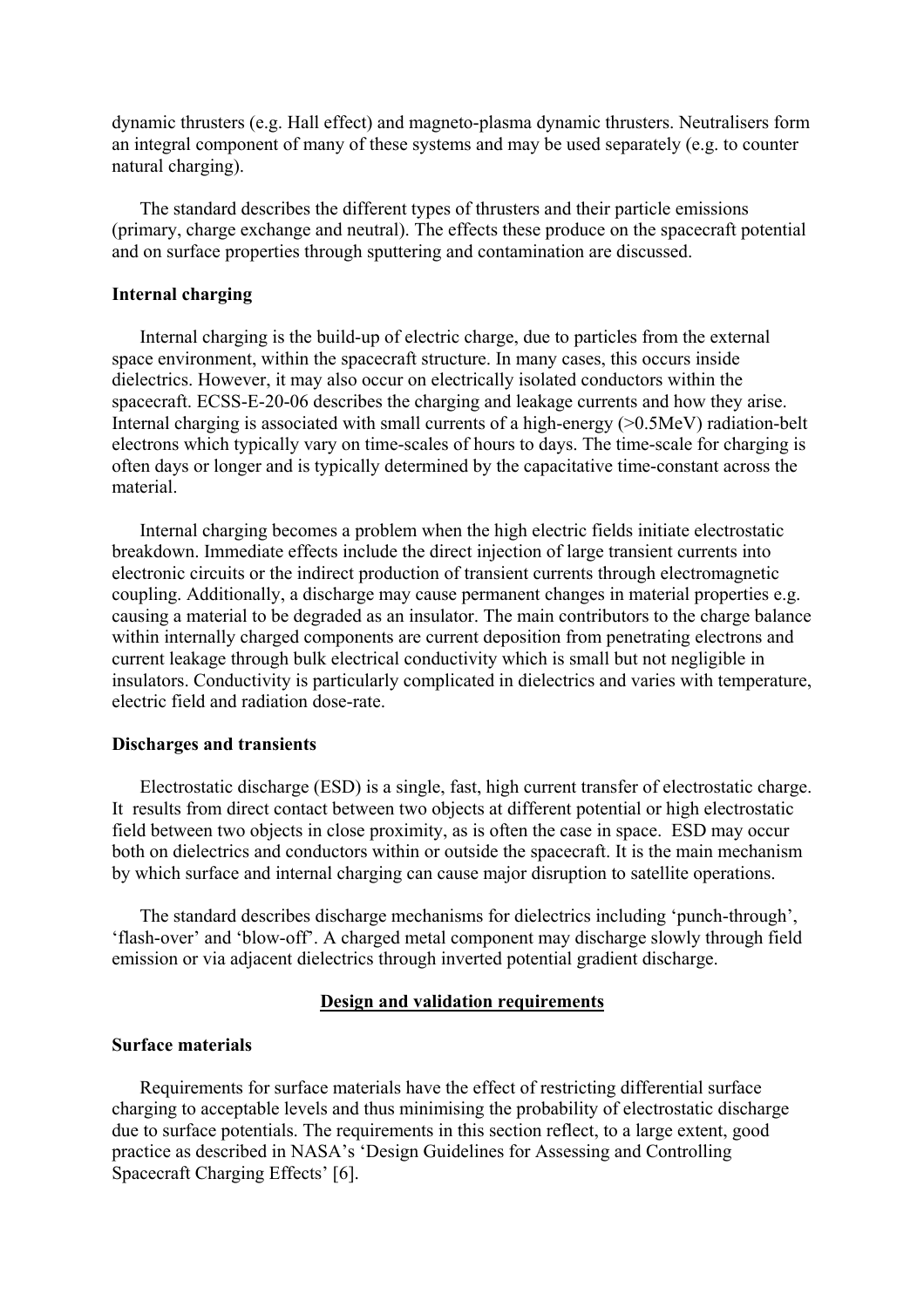dynamic thrusters (e.g. Hall effect) and magneto-plasma dynamic thrusters. Neutralisers form an integral component of many of these systems and may be used separately (e.g. to counter natural charging).

The standard describes the different types of thrusters and their particle emissions (primary, charge exchange and neutral). The effects these produce on the spacecraft potential and on surface properties through sputtering and contamination are discussed.

**Internal charging**

Internal charging is the build-up of electric charge, due to particles from the external space environment, within the spacecraft structure. In many cases, this occurs inside dielectrics. However, it may also occur on electrically isolated conductors within the spacecraft. ECSS-E-20-06 describes the charging and leakage currents and how they arise. Internal charging is associated with small currents of a high-energy (>0.5MeV) radiation-belt electrons which typically vary on time-scales of hours to days. The time-scale for charging is often days or longer and is typically determined by the capacitative time-constant across the material.

Internal charging becomes a problem when the high electric fields initiate electrostatic breakdown. Immediate effects include the direct injection of large transient currents into electronic circuits or the indirect production of transient currents through electromagnetic coupling. Additionally, a discharge may cause permanent changes in material properties e.g. causing a material to be degraded as an insulator. The main contributors to the charge balance within internally charged components are current deposition from penetrating electrons and current leakage through bulk electrical conductivity which is small but not negligible in insulators. Conductivity is particularly complicated in dielectrics and varies with temperature, electric field and radiation dose-rate.

**Discharges and transients**

Electrostatic discharge (ESD) is a single, fast, high current transfer of electrostatic charge. It results from direct contact between two objects at different potential or high electrostatic field between two objects in close proximity, as is often the case in space. ESD may occur both on dielectrics and conductors within or outside the spacecraft. It is the main mechanism by which surface and internal charging can cause major disruption to satellite operations.

The standard describes discharge mechanisms for dielectrics including 'punch-through', 'flash-over' and 'blow-off'. A charged metal component may discharge slowly through field emission or via adjacent dielectrics through inverted potential gradient discharge.

## Design and validation requirements

**Surface materials**

Requirements for surface materials have the effect of restricting differential surface charging to acceptable levels and thus minimising the probability of electrostatic discharge due to surface potentials. The requirements in this section reflect, to a large extent, good practice as described in NASA's 'Design Guidelines for Assessing and Controlling Spacecraft Charging Effects' [6].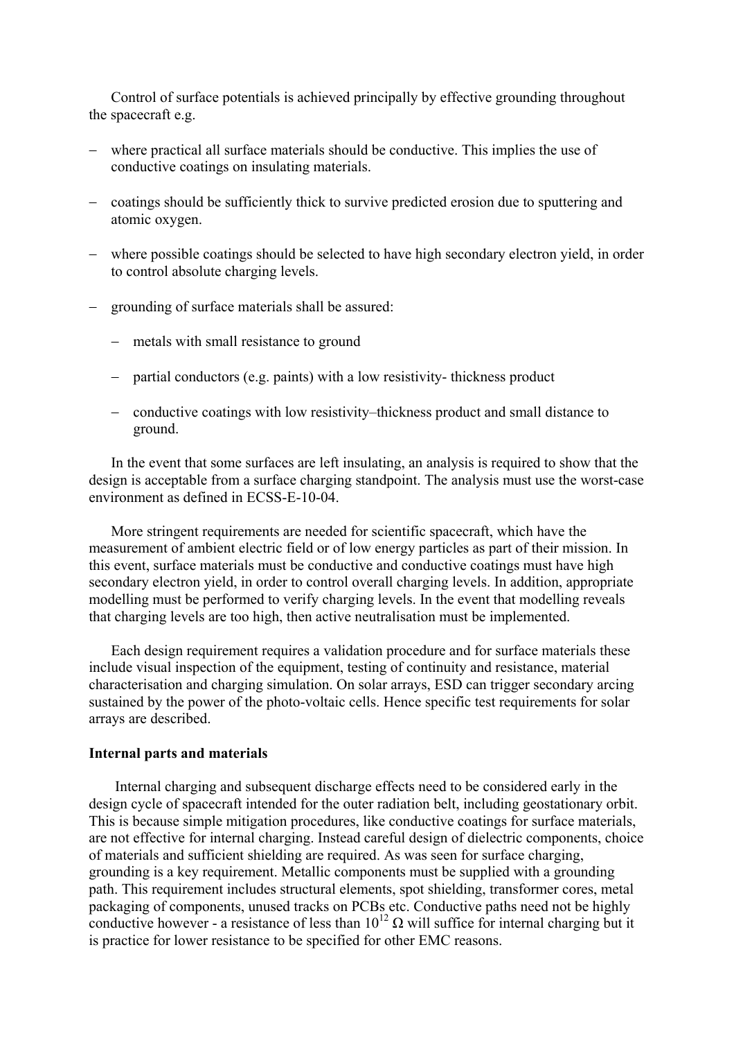Control of surface potentials is achieved principally by effective grounding throughout the spacecraft e.g.

- where practical all surface materials should be conductive. This implies the use of conductive coatings on insulating materials.
- coatings should be sufficiently thick to survive predicted erosion due to sputtering and atomic oxygen.
- where possible coatings should be selected to have high secondary electron yield, in order to control absolute charging levels.
- grounding of surface materials shall be assured:
  - metals with small resistance to ground
  - partial conductors (e.g. paints) with a low resistivity- thickness product
  - conductive coatings with low resistivity–thickness product and small distance to ground.

In the event that some surfaces are left insulating, an analysis is required to show that the design is acceptable from a surface charging standpoint. The analysis must use the worst-case environment as defined in ECSS-E-10-04.

More stringent requirements are needed for scientific spacecraft, which have the measurement of ambient electric field or of low energy particles as part of their mission. In this event, surface materials must be conductive and conductive coatings must have high secondary electron yield, in order to control overall charging levels. In addition, appropriate modelling must be performed to verify charging levels. In the event that modelling reveals that charging levels are too high, then active neutralisation must be implemented.

Each design requirement requires a validation procedure and for surface materials these include visual inspection of the equipment, testing of continuity and resistance, material characterisation and charging simulation. On solar arrays, ESD can trigger secondary arcing sustained by the power of the photo-voltaic cells. Hence specific test requirements for solar arrays are described.

**Internal parts and materials**

Internal charging and subsequent discharge effects need to be considered early in the design cycle of spacecraft intended for the outer radiation belt, including geostationary orbit. This is because simple mitigation procedures, like conductive coatings for surface materials, are not effective for internal charging. Instead careful design of dielectric components, choice of materials and sufficient shielding are required. As was seen for surface charging, grounding is a key requirement. Metallic components must be supplied with a grounding path. This requirement includes structural elements, spot shielding, transformer cores, metal packaging of components, unused tracks on PCBs etc. Conductive paths need not be highly conductive however - a resistance of less than $10^{12}$ Ω will suffice for internal charging but it is practice for lower resistance to be specified for other EMC reasons.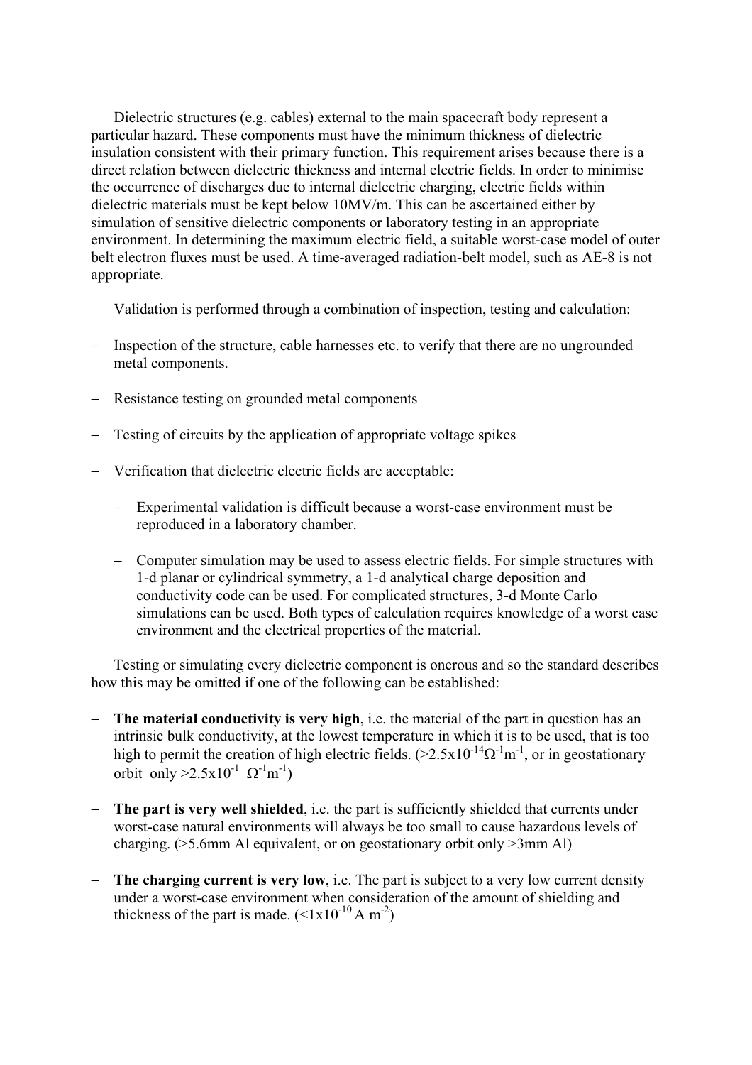Dielectric structures (e.g. cables) external to the main spacecraft body represent a particular hazard. These components must have the minimum thickness of dielectric insulation consistent with their primary function. This requirement arises because there is a direct relation between dielectric thickness and internal electric fields. In order to minimise the occurrence of discharges due to internal dielectric charging, electric fields within dielectric materials must be kept below 10MV/m. This can be ascertained either by simulation of sensitive dielectric components or laboratory testing in an appropriate environment. In determining the maximum electric field, a suitable worst-case model of outer belt electron fluxes must be used. A time-averaged radiation-belt model, such as AE-8 is not appropriate.

Validation is performed through a combination of inspection, testing and calculation:

- Inspection of the structure, cable harnesses etc. to verify that there are no ungrounded metal components.
- Resistance testing on grounded metal components
- Testing of circuits by the application of appropriate voltage spikes
- Verification that dielectric electric fields are acceptable:
  - Experimental validation is difficult because a worst-case environment must be reproduced in a laboratory chamber.
  - Computer simulation may be used to assess electric fields. For simple structures with 1-d planar or cylindrical symmetry, a 1-d analytical charge deposition and conductivity code can be used. For complicated structures, 3-d Monte Carlo simulations can be used. Both types of calculation requires knowledge of a worst case environment and the electrical properties of the material.

Testing or simulating every dielectric component is onerous and so the standard describes how this may be omitted if one of the following can be established:

- **The material conductivity is very high**, i.e. the material of the part in question has an intrinsic bulk conductivity, at the lowest temperature in which it is to be used, that is too high to permit the creation of high electric fields. ($>2.5\times10^{-14}\Omega^{-1}m^{-1}$, or in geostationary orbit only $>2.5\times10^{-1}\ \Omega^{-1}m^{-1}$)
- **The part is very well shielded**, i.e. the part is sufficiently shielded that currents under worst-case natural environments will always be too small to cause hazardous levels of charging. (>5.6mm Al equivalent, or on geostationary orbit only >3mm Al)
- **The charging current is very low**, i.e. The part is subject to a very low current density under a worst-case environment when consideration of the amount of shielding and thickness of the part is made. ($<1\times10^{-10}$ A m$^{-2}$)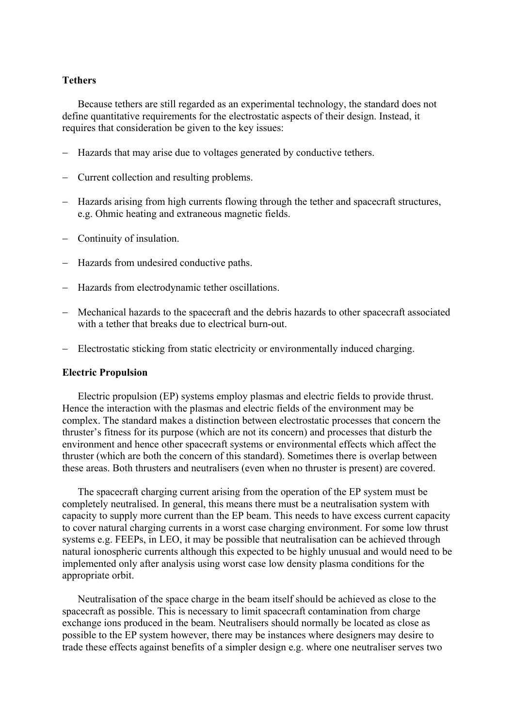**Tethers**

Because tethers are still regarded as an experimental technology, the standard does not define quantitative requirements for the electrostatic aspects of their design. Instead, it requires that consideration be given to the key issues:

- Hazards that may arise due to voltages generated by conductive tethers.
- Current collection and resulting problems.
- Hazards arising from high currents flowing through the tether and spacecraft structures, e.g. Ohmic heating and extraneous magnetic fields.
- Continuity of insulation.
- Hazards from undesired conductive paths.
- Hazards from electrodynamic tether oscillations.
- Mechanical hazards to the spacecraft and the debris hazards to other spacecraft associated with a tether that breaks due to electrical burn-out.
- Electrostatic sticking from static electricity or environmentally induced charging.

**Electric Propulsion**

Electric propulsion (EP) systems employ plasmas and electric fields to provide thrust. Hence the interaction with the plasmas and electric fields of the environment may be complex. The standard makes a distinction between electrostatic processes that concern the thruster's fitness for its purpose (which are not its concern) and processes that disturb the environment and hence other spacecraft systems or environmental effects which affect the thruster (which are both the concern of this standard). Sometimes there is overlap between these areas. Both thrusters and neutralisers (even when no thruster is present) are covered.

The spacecraft charging current arising from the operation of the EP system must be completely neutralised. In general, this means there must be a neutralisation system with capacity to supply more current than the EP beam. This needs to have excess current capacity to cover natural charging currents in a worst case charging environment. For some low thrust systems e.g. FEEPs, in LEO, it may be possible that neutralisation can be achieved through natural ionospheric currents although this expected to be highly unusual and would need to be implemented only after analysis using worst case low density plasma conditions for the appropriate orbit.

Neutralisation of the space charge in the beam itself should be achieved as close to the spacecraft as possible. This is necessary to limit spacecraft contamination from charge exchange ions produced in the beam. Neutralisers should normally be located as close as possible to the EP system however, there may be instances where designers may desire to trade these effects against benefits of a simpler design e.g. where one neutraliser serves two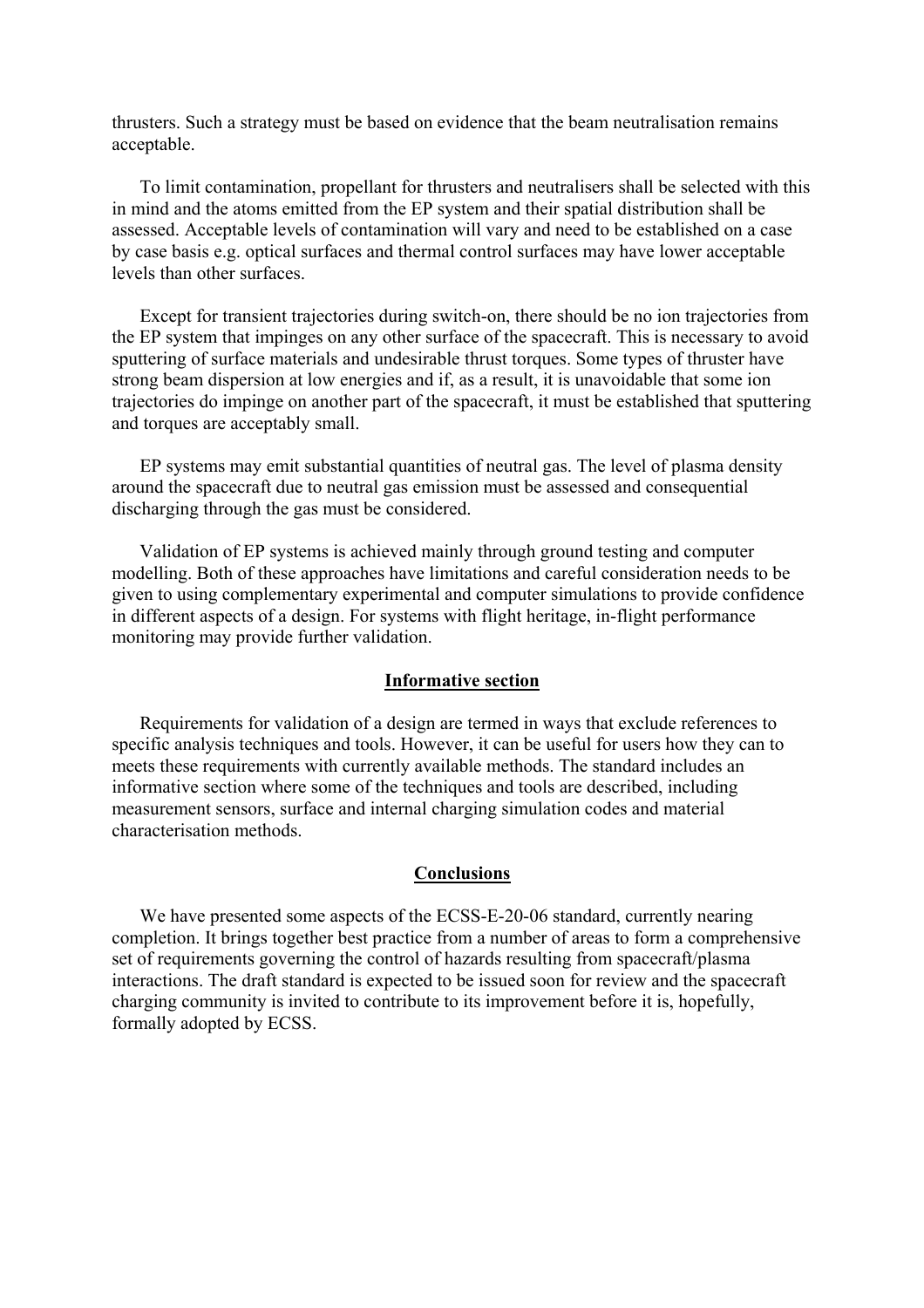thrusters. Such a strategy must be based on evidence that the beam neutralisation remains acceptable.

To limit contamination, propellant for thrusters and neutralisers shall be selected with this in mind and the atoms emitted from the EP system and their spatial distribution shall be assessed. Acceptable levels of contamination will vary and need to be established on a case by case basis e.g. optical surfaces and thermal control surfaces may have lower acceptable levels than other surfaces.

Except for transient trajectories during switch-on, there should be no ion trajectories from the EP system that impinges on any other surface of the spacecraft. This is necessary to avoid sputtering of surface materials and undesirable thrust torques. Some types of thruster have strong beam dispersion at low energies and if, as a result, it is unavoidable that some ion trajectories do impinge on another part of the spacecraft, it must be established that sputtering and torques are acceptably small.

EP systems may emit substantial quantities of neutral gas. The level of plasma density around the spacecraft due to neutral gas emission must be assessed and consequential discharging through the gas must be considered.

Validation of EP systems is achieved mainly through ground testing and computer modelling. Both of these approaches have limitations and careful consideration needs to be given to using complementary experimental and computer simulations to provide confidence in different aspects of a design. For systems with flight heritage, in-flight performance monitoring may provide further validation.

## Informative section

Requirements for validation of a design are termed in ways that exclude references to specific analysis techniques and tools. However, it can be useful for users how they can to meets these requirements with currently available methods. The standard includes an informative section where some of the techniques and tools are described, including measurement sensors, surface and internal charging simulation codes and material characterisation methods.

## Conclusions

We have presented some aspects of the ECSS-E-20-06 standard, currently nearing completion. It brings together best practice from a number of areas to form a comprehensive set of requirements governing the control of hazards resulting from spacecraft/plasma interactions. The draft standard is expected to be issued soon for review and the spacecraft charging community is invited to contribute to its improvement before it is, hopefully, formally adopted by ECSS.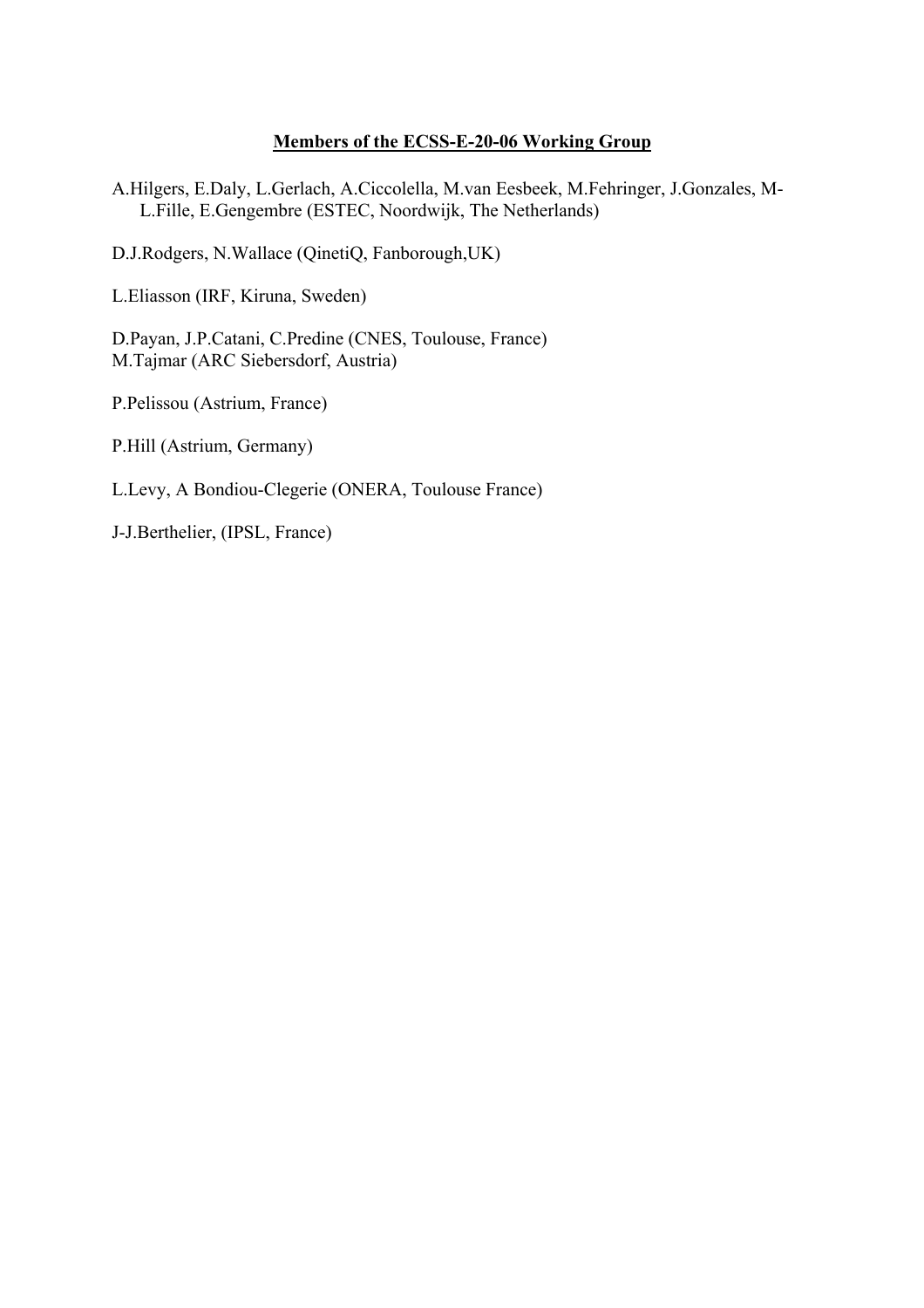**Members of the ECSS-E-20-06 Working Group**

A.Hilgers, E.Daly, L.Gerlach, A.Ciccolella, M.van Eesbeek, M.Fehringer, J.Gonzales, M-L.Fille, E.Gengembre (ESTEC, Noordwijk, The Netherlands)

D.J.Rodgers, N.Wallace (QinetiQ, Fanborough,UK)

L.Eliasson (IRF, Kiruna, Sweden)

D.Payan, J.P.Catani, C.Predine (CNES, Toulouse, France)
M.Tajmar (ARC Siebersdorf, Austria)

P.Pelissou (Astrium, France)

P.Hill (Astrium, Germany)

L.Levy, A Bondiou-Clegerie (ONERA, Toulouse France)

J-J.Berthelier, (IPSL, France)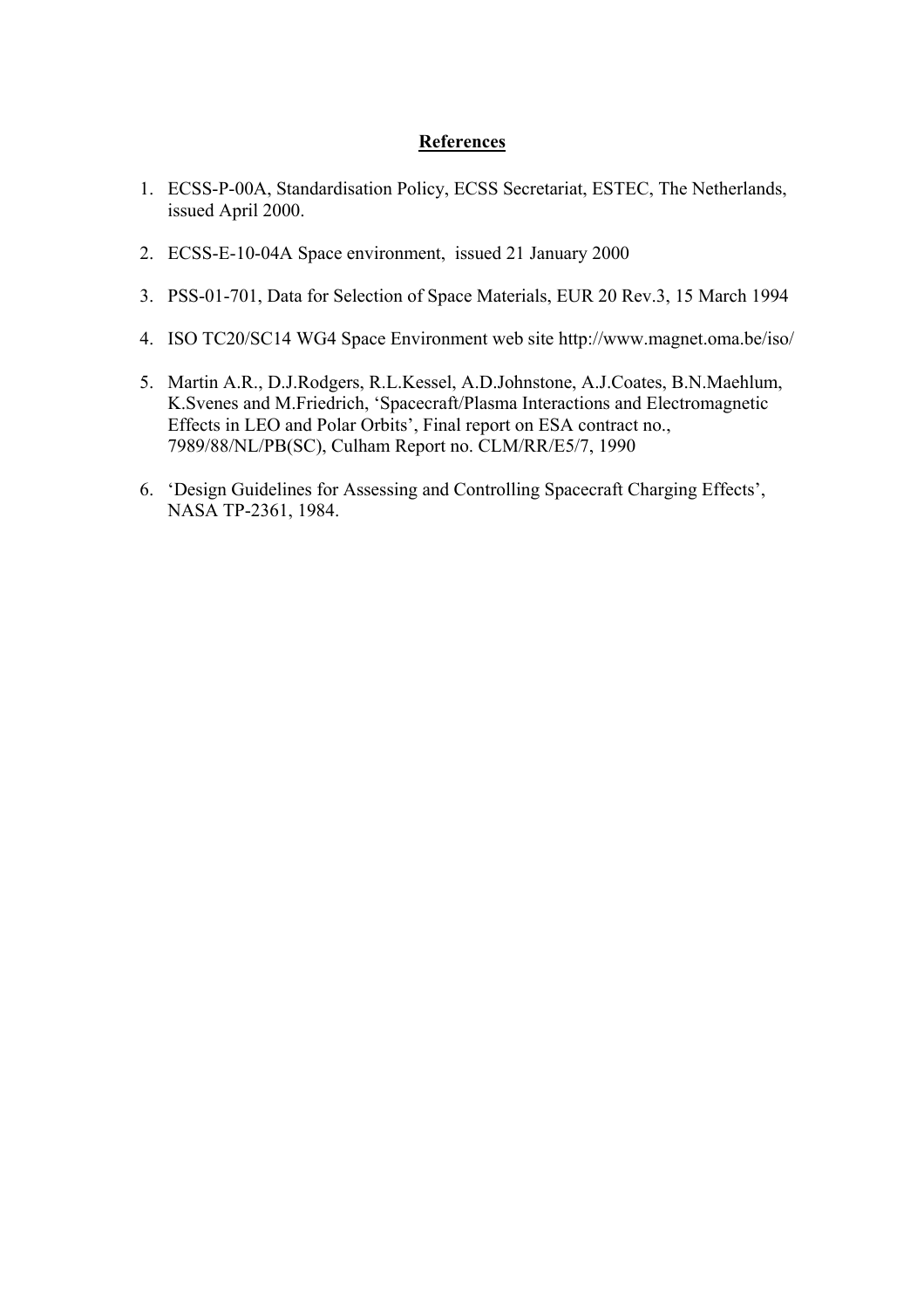## References

1. ECSS-P-00A, Standardisation Policy, ECSS Secretariat, ESTEC, The Netherlands, issued April 2000.
2. ECSS-E-10-04A Space environment, issued 21 January 2000
3. PSS-01-701, Data for Selection of Space Materials, EUR 20 Rev.3, 15 March 1994
4. ISO TC20/SC14 WG4 Space Environment web site http://www.magnet.oma.be/iso/
5. Martin A.R., D.J.Rodgers, R.L.Kessel, A.D.Johnstone, A.J.Coates, B.N.Maehlum, K.Svenes and M.Friedrich, 'Spacecraft/Plasma Interactions and Electromagnetic Effects in LEO and Polar Orbits', Final report on ESA contract no., 7989/88/NL/PB(SC), Culham Report no. CLM/RR/E5/7, 1990
6. 'Design Guidelines for Assessing and Controlling Spacecraft Charging Effects', NASA TP-2361, 1984.